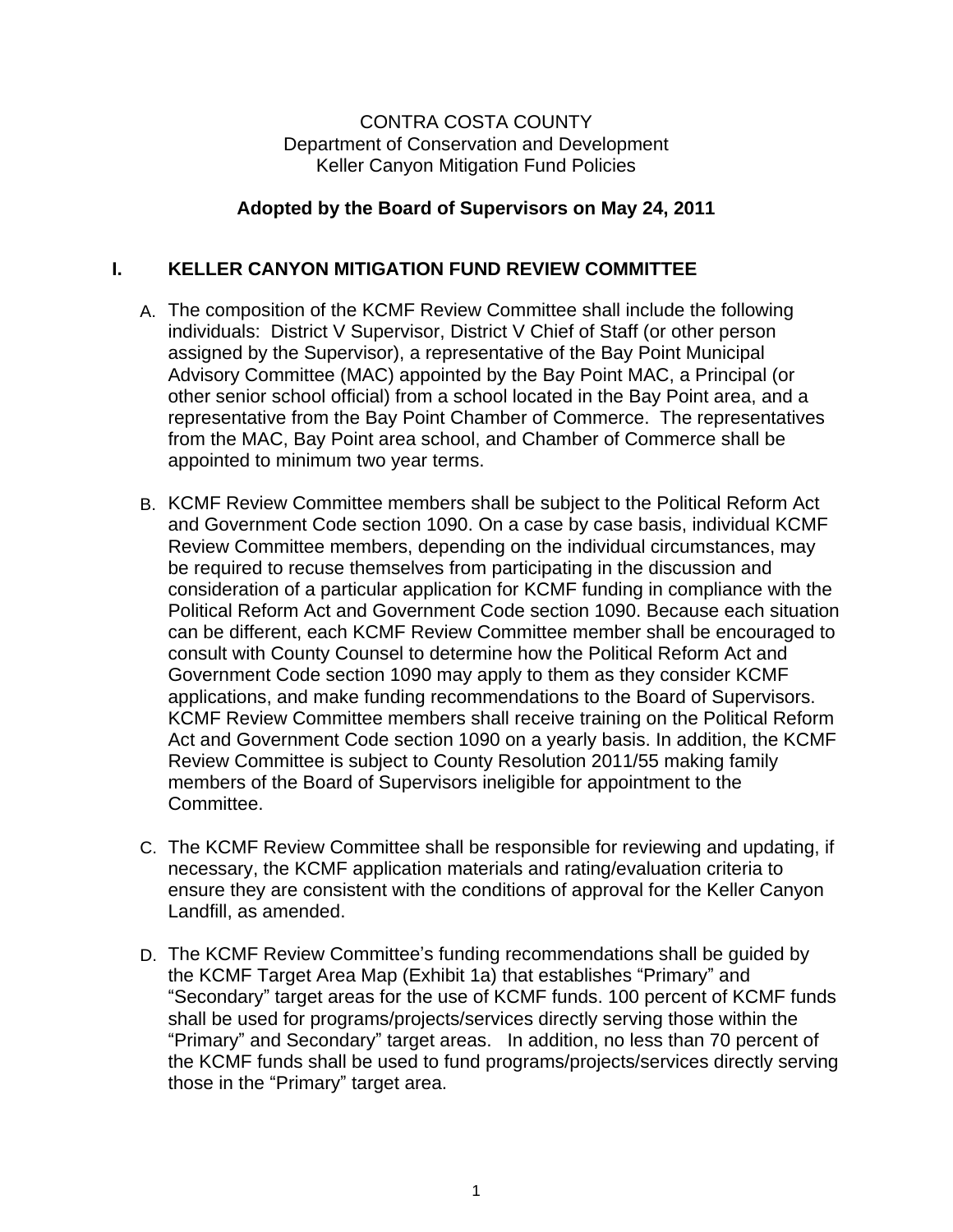CONTRA COSTA COUNTY
Department of Conservation and Development
Keller Canyon Mitigation Fund Policies

**Adopted by the Board of Supervisors on May 24, 2011**

## I. KELLER CANYON MITIGATION FUND REVIEW COMMITTEE

A. The composition of the KCMF Review Committee shall include the following individuals: District V Supervisor, District V Chief of Staff (or other person assigned by the Supervisor), a representative of the Bay Point Municipal Advisory Committee (MAC) appointed by the Bay Point MAC, a Principal (or other senior school official) from a school located in the Bay Point area, and a representative from the Bay Point Chamber of Commerce. The representatives from the MAC, Bay Point area school, and Chamber of Commerce shall be appointed to minimum two year terms.

B. KCMF Review Committee members shall be subject to the Political Reform Act and Government Code section 1090. On a case by case basis, individual KCMF Review Committee members, depending on the individual circumstances, may be required to recuse themselves from participating in the discussion and consideration of a particular application for KCMF funding in compliance with the Political Reform Act and Government Code section 1090. Because each situation can be different, each KCMF Review Committee member shall be encouraged to consult with County Counsel to determine how the Political Reform Act and Government Code section 1090 may apply to them as they consider KCMF applications, and make funding recommendations to the Board of Supervisors. KCMF Review Committee members shall receive training on the Political Reform Act and Government Code section 1090 on a yearly basis. In addition, the KCMF Review Committee is subject to County Resolution 2011/55 making family members of the Board of Supervisors ineligible for appointment to the Committee.

C. The KCMF Review Committee shall be responsible for reviewing and updating, if necessary, the KCMF application materials and rating/evaluation criteria to ensure they are consistent with the conditions of approval for the Keller Canyon Landfill, as amended.

D. The KCMF Review Committee's funding recommendations shall be guided by the KCMF Target Area Map (Exhibit 1a) that establishes "Primary" and "Secondary" target areas for the use of KCMF funds. 100 percent of KCMF funds shall be used for programs/projects/services directly serving those within the "Primary" and Secondary" target areas. In addition, no less than 70 percent of the KCMF funds shall be used to fund programs/projects/services directly serving those in the "Primary" target area.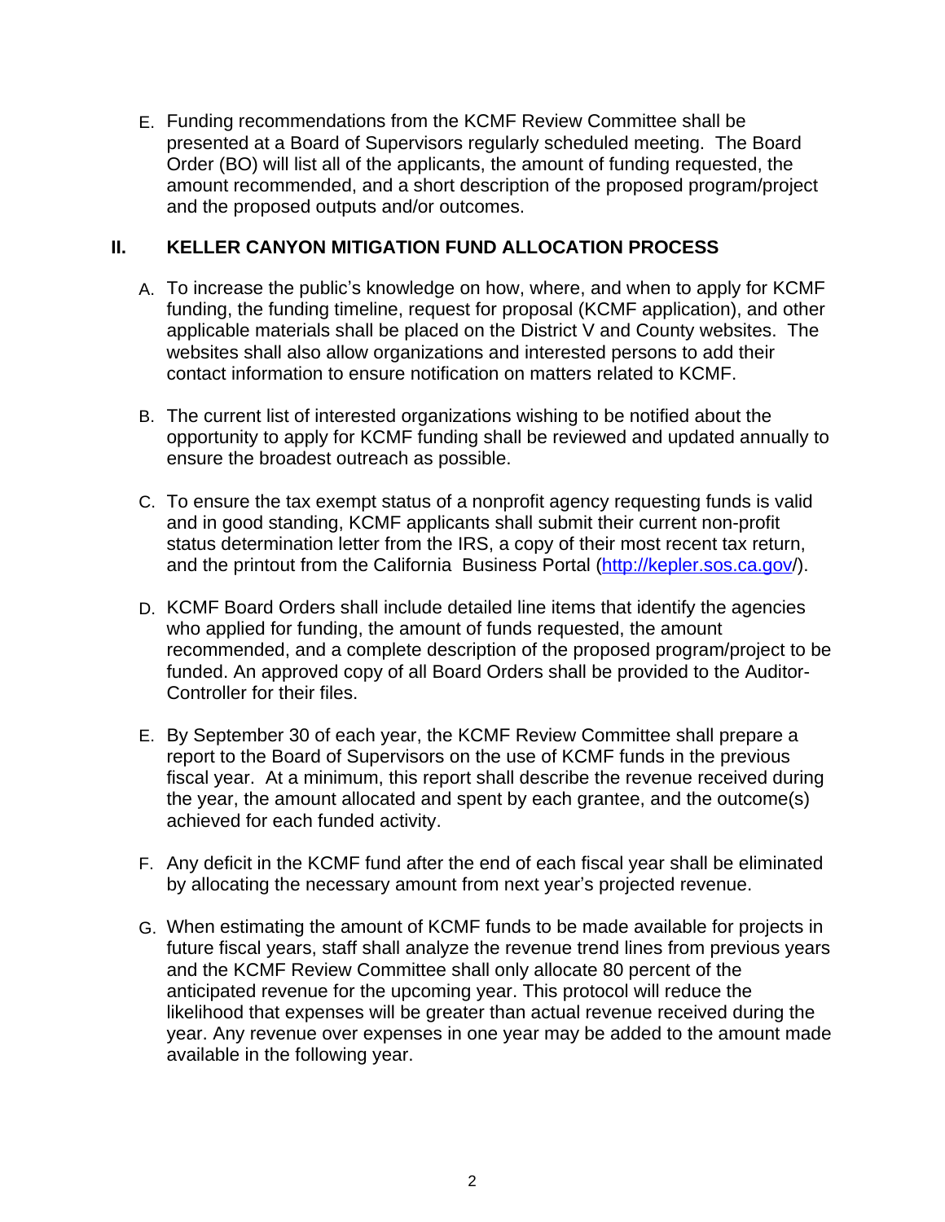E. Funding recommendations from the KCMF Review Committee shall be presented at a Board of Supervisors regularly scheduled meeting. The Board Order (BO) will list all of the applicants, the amount of funding requested, the amount recommended, and a short description of the proposed program/project and the proposed outputs and/or outcomes.

## II. KELLER CANYON MITIGATION FUND ALLOCATION PROCESS

A. To increase the public's knowledge on how, where, and when to apply for KCMF funding, the funding timeline, request for proposal (KCMF application), and other applicable materials shall be placed on the District V and County websites. The websites shall also allow organizations and interested persons to add their contact information to ensure notification on matters related to KCMF.

B. The current list of interested organizations wishing to be notified about the opportunity to apply for KCMF funding shall be reviewed and updated annually to ensure the broadest outreach as possible.

C. To ensure the tax exempt status of a nonprofit agency requesting funds is valid and in good standing, KCMF applicants shall submit their current non-profit status determination letter from the IRS, a copy of their most recent tax return, and the printout from the California Business Portal (http://kepler.sos.ca.gov/).

D. KCMF Board Orders shall include detailed line items that identify the agencies who applied for funding, the amount of funds requested, the amount recommended, and a complete description of the proposed program/project to be funded. An approved copy of all Board Orders shall be provided to the Auditor-Controller for their files.

E. By September 30 of each year, the KCMF Review Committee shall prepare a report to the Board of Supervisors on the use of KCMF funds in the previous fiscal year. At a minimum, this report shall describe the revenue received during the year, the amount allocated and spent by each grantee, and the outcome(s) achieved for each funded activity.

F. Any deficit in the KCMF fund after the end of each fiscal year shall be eliminated by allocating the necessary amount from next year's projected revenue.

G. When estimating the amount of KCMF funds to be made available for projects in future fiscal years, staff shall analyze the revenue trend lines from previous years and the KCMF Review Committee shall only allocate 80 percent of the anticipated revenue for the upcoming year. This protocol will reduce the likelihood that expenses will be greater than actual revenue received during the year. Any revenue over expenses in one year may be added to the amount made available in the following year.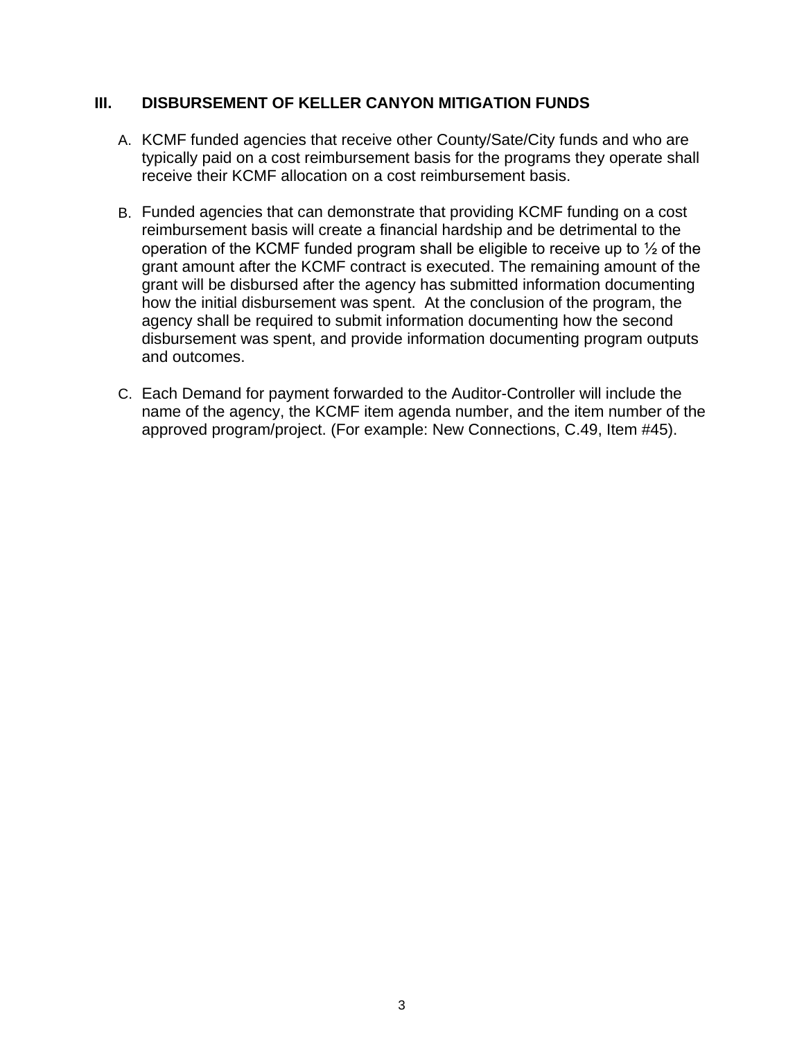## III. DISBURSEMENT OF KELLER CANYON MITIGATION FUNDS

A. KCMF funded agencies that receive other County/Sate/City funds and who are typically paid on a cost reimbursement basis for the programs they operate shall receive their KCMF allocation on a cost reimbursement basis.

B. Funded agencies that can demonstrate that providing KCMF funding on a cost reimbursement basis will create a financial hardship and be detrimental to the operation of the KCMF funded program shall be eligible to receive up to ½ of the grant amount after the KCMF contract is executed. The remaining amount of the grant will be disbursed after the agency has submitted information documenting how the initial disbursement was spent. At the conclusion of the program, the agency shall be required to submit information documenting how the second disbursement was spent, and provide information documenting program outputs and outcomes.

C. Each Demand for payment forwarded to the Auditor-Controller will include the name of the agency, the KCMF item agenda number, and the item number of the approved program/project. (For example: New Connections, C.49, Item #45).